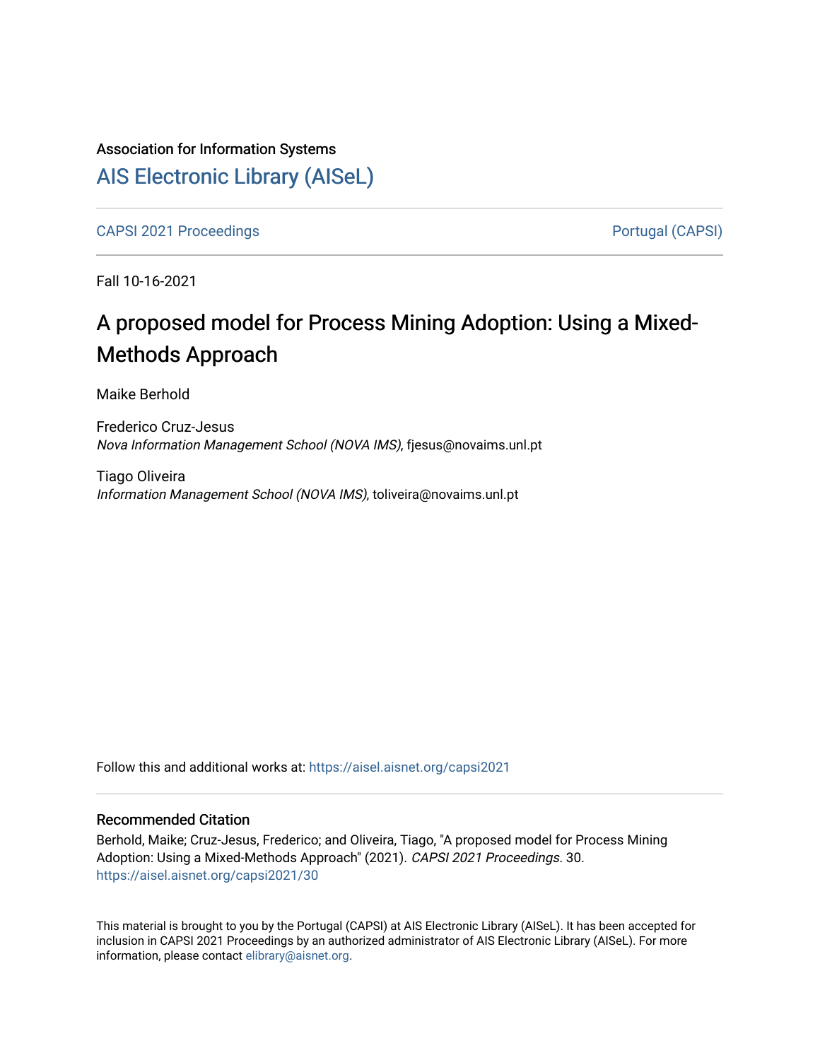Association for Information Systems

## AIS Electronic Library (AISeL)

CAPSI 2021 Proceedings | Portugal (CAPSI)

Fall 10-16-2021

# A proposed model for Process Mining Adoption: Using a Mixed-Methods Approach

Maike Berhold

Frederico Cruz-Jesus
*Nova Information Management School (NOVA IMS)*, fjesus@novaims.unl.pt

Tiago Oliveira
*Information Management School (NOVA IMS)*, toliveira@novaims.unl.pt

Follow this and additional works at: https://aisel.aisnet.org/capsi2021

### Recommended Citation

Berhold, Maike; Cruz-Jesus, Frederico; and Oliveira, Tiago, "A proposed model for Process Mining Adoption: Using a Mixed-Methods Approach" (2021). *CAPSI 2021 Proceedings*. 30.
https://aisel.aisnet.org/capsi2021/30

This material is brought to you by the Portugal (CAPSI) at AIS Electronic Library (AISeL). It has been accepted for inclusion in CAPSI 2021 Proceedings by an authorized administrator of AIS Electronic Library (AISeL). For more information, please contact elibrary@aisnet.org.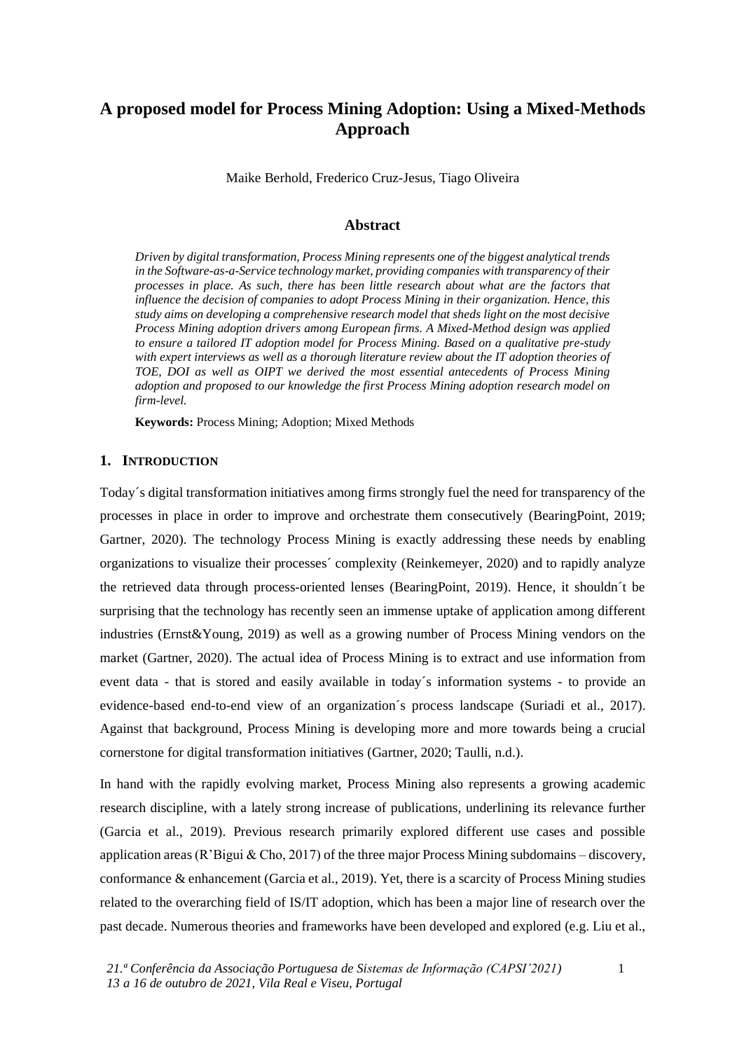# A proposed model for Process Mining Adoption: Using a Mixed-Methods Approach

Maike Berhold, Frederico Cruz-Jesus, Tiago Oliveira

## Abstract

*Driven by digital transformation, Process Mining represents one of the biggest analytical trends in the Software-as-a-Service technology market, providing companies with transparency of their processes in place. As such, there has been little research about what are the factors that influence the decision of companies to adopt Process Mining in their organization. Hence, this study aims on developing a comprehensive research model that sheds light on the most decisive Process Mining adoption drivers among European firms. A Mixed-Method design was applied to ensure a tailored IT adoption model for Process Mining. Based on a qualitative pre-study with expert interviews as well as a thorough literature review about the IT adoption theories of TOE, DOI as well as OIPT we derived the most essential antecedents of Process Mining adoption and proposed to our knowledge the first Process Mining adoption research model on firm-level.*

**Keywords:** Process Mining; Adoption; Mixed Methods

## 1. Introduction

Today´s digital transformation initiatives among firms strongly fuel the need for transparency of the processes in place in order to improve and orchestrate them consecutively (BearingPoint, 2019; Gartner, 2020). The technology Process Mining is exactly addressing these needs by enabling organizations to visualize their processes´ complexity (Reinkemeyer, 2020) and to rapidly analyze the retrieved data through process-oriented lenses (BearingPoint, 2019). Hence, it shouldn´t be surprising that the technology has recently seen an immense uptake of application among different industries (Ernst&Young, 2019) as well as a growing number of Process Mining vendors on the market (Gartner, 2020). The actual idea of Process Mining is to extract and use information from event data - that is stored and easily available in today´s information systems - to provide an evidence-based end-to-end view of an organization´s process landscape (Suriadi et al., 2017). Against that background, Process Mining is developing more and more towards being a crucial cornerstone for digital transformation initiatives (Gartner, 2020; Taulli, n.d.).

In hand with the rapidly evolving market, Process Mining also represents a growing academic research discipline, with a lately strong increase of publications, underlining its relevance further (Garcia et al., 2019). Previous research primarily explored different use cases and possible application areas (R'Bigui & Cho, 2017) of the three major Process Mining subdomains – discovery, conformance & enhancement (Garcia et al., 2019). Yet, there is a scarcity of Process Mining studies related to the overarching field of IS/IT adoption, which has been a major line of research over the past decade. Numerous theories and frameworks have been developed and explored (e.g. Liu et al.,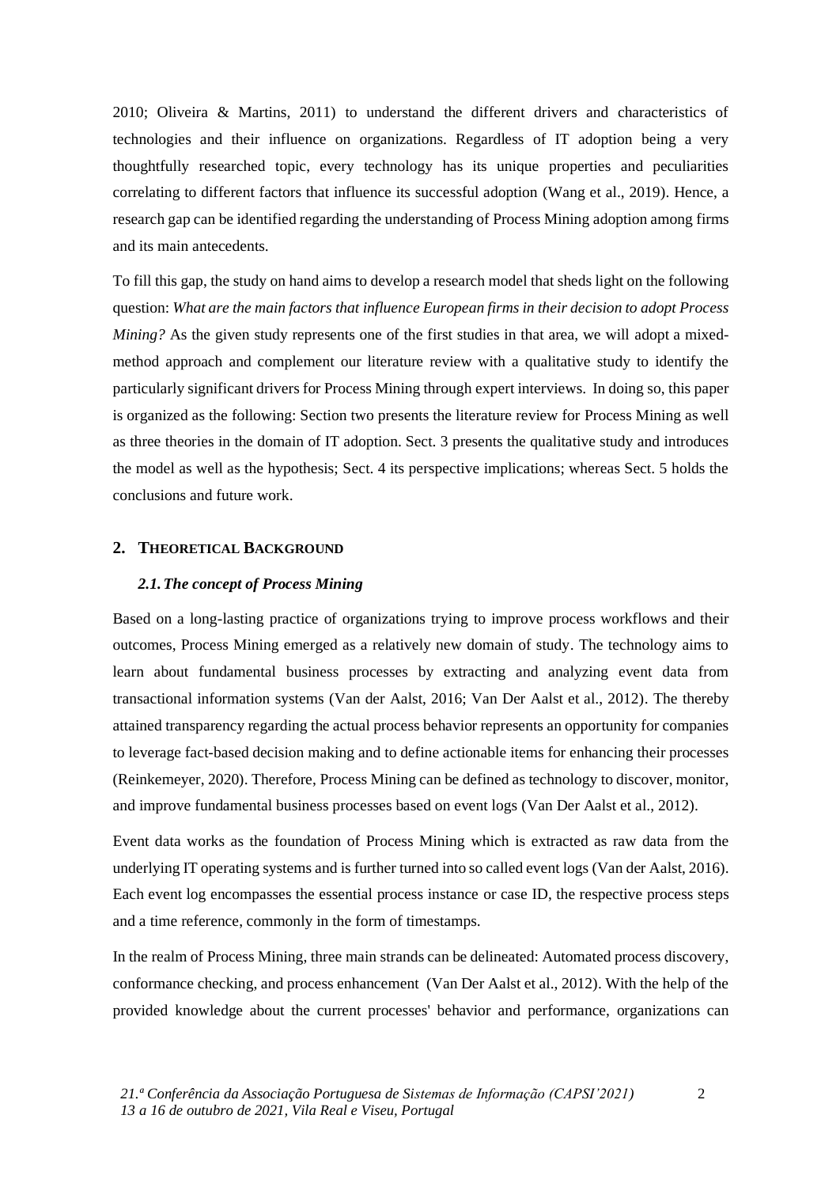2010; Oliveira & Martins, 2011) to understand the different drivers and characteristics of technologies and their influence on organizations. Regardless of IT adoption being a very thoughtfully researched topic, every technology has its unique properties and peculiarities correlating to different factors that influence its successful adoption (Wang et al., 2019). Hence, a research gap can be identified regarding the understanding of Process Mining adoption among firms and its main antecedents.

To fill this gap, the study on hand aims to develop a research model that sheds light on the following question: *What are the main factors that influence European firms in their decision to adopt Process Mining?* As the given study represents one of the first studies in that area, we will adopt a mixed-method approach and complement our literature review with a qualitative study to identify the particularly significant drivers for Process Mining through expert interviews. In doing so, this paper is organized as the following: Section two presents the literature review for Process Mining as well as three theories in the domain of IT adoption. Sect. 3 presents the qualitative study and introduces the model as well as the hypothesis; Sect. 4 its perspective implications; whereas Sect. 5 holds the conclusions and future work.

## 2. Theoretical Background

### *2.1. The concept of Process Mining*

Based on a long-lasting practice of organizations trying to improve process workflows and their outcomes, Process Mining emerged as a relatively new domain of study. The technology aims to learn about fundamental business processes by extracting and analyzing event data from transactional information systems (Van der Aalst, 2016; Van Der Aalst et al., 2012). The thereby attained transparency regarding the actual process behavior represents an opportunity for companies to leverage fact-based decision making and to define actionable items for enhancing their processes (Reinkemeyer, 2020). Therefore, Process Mining can be defined as technology to discover, monitor, and improve fundamental business processes based on event logs (Van Der Aalst et al., 2012).

Event data works as the foundation of Process Mining which is extracted as raw data from the underlying IT operating systems and is further turned into so called event logs (Van der Aalst, 2016). Each event log encompasses the essential process instance or case ID, the respective process steps and a time reference, commonly in the form of timestamps.

In the realm of Process Mining, three main strands can be delineated: Automated process discovery, conformance checking, and process enhancement (Van Der Aalst et al., 2012). With the help of the provided knowledge about the current processes' behavior and performance, organizations can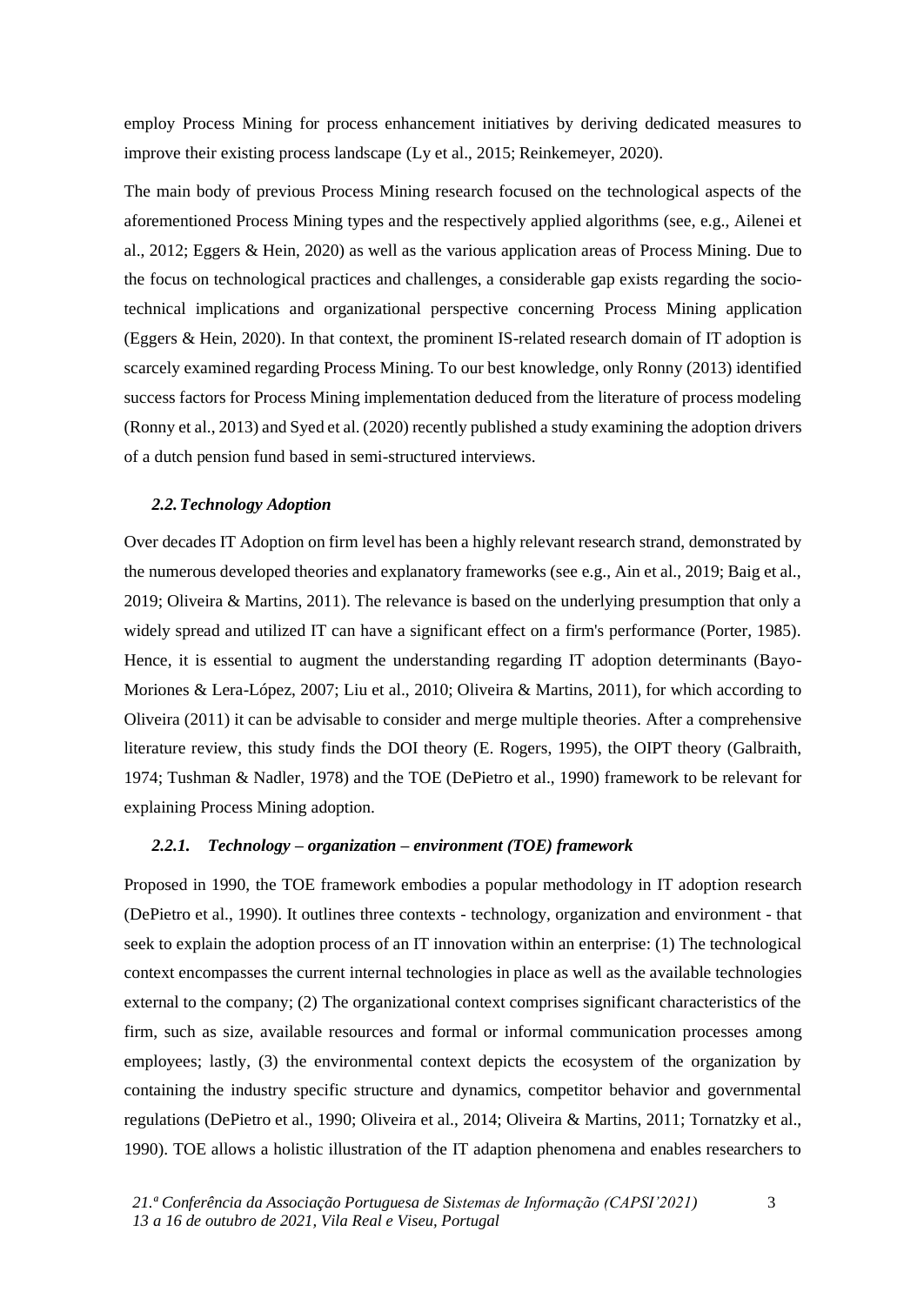employ Process Mining for process enhancement initiatives by deriving dedicated measures to improve their existing process landscape (Ly et al., 2015; Reinkemeyer, 2020).

The main body of previous Process Mining research focused on the technological aspects of the aforementioned Process Mining types and the respectively applied algorithms (see, e.g., Ailenei et al., 2012; Eggers & Hein, 2020) as well as the various application areas of Process Mining. Due to the focus on technological practices and challenges, a considerable gap exists regarding the socio-technical implications and organizational perspective concerning Process Mining application (Eggers & Hein, 2020). In that context, the prominent IS-related research domain of IT adoption is scarcely examined regarding Process Mining. To our best knowledge, only Ronny (2013) identified success factors for Process Mining implementation deduced from the literature of process modeling (Ronny et al., 2013) and Syed et al. (2020) recently published a study examining the adoption drivers of a dutch pension fund based in semi-structured interviews.

### *2.2. Technology Adoption*

Over decades IT Adoption on firm level has been a highly relevant research strand, demonstrated by the numerous developed theories and explanatory frameworks (see e.g., Ain et al., 2019; Baig et al., 2019; Oliveira & Martins, 2011). The relevance is based on the underlying presumption that only a widely spread and utilized IT can have a significant effect on a firm's performance (Porter, 1985). Hence, it is essential to augment the understanding regarding IT adoption determinants (Bayo-Moriones & Lera-López, 2007; Liu et al., 2010; Oliveira & Martins, 2011), for which according to Oliveira (2011) it can be advisable to consider and merge multiple theories. After a comprehensive literature review, this study finds the DOI theory (E. Rogers, 1995), the OIPT theory (Galbraith, 1974; Tushman & Nadler, 1978) and the TOE (DePietro et al., 1990) framework to be relevant for explaining Process Mining adoption.

#### *2.2.1. Technology – organization – environment (TOE) framework*

Proposed in 1990, the TOE framework embodies a popular methodology in IT adoption research (DePietro et al., 1990). It outlines three contexts - technology, organization and environment - that seek to explain the adoption process of an IT innovation within an enterprise: (1) The technological context encompasses the current internal technologies in place as well as the available technologies external to the company; (2) The organizational context comprises significant characteristics of the firm, such as size, available resources and formal or informal communication processes among employees; lastly, (3) the environmental context depicts the ecosystem of the organization by containing the industry specific structure and dynamics, competitor behavior and governmental regulations (DePietro et al., 1990; Oliveira et al., 2014; Oliveira & Martins, 2011; Tornatzky et al., 1990). TOE allows a holistic illustration of the IT adaption phenomena and enables researchers to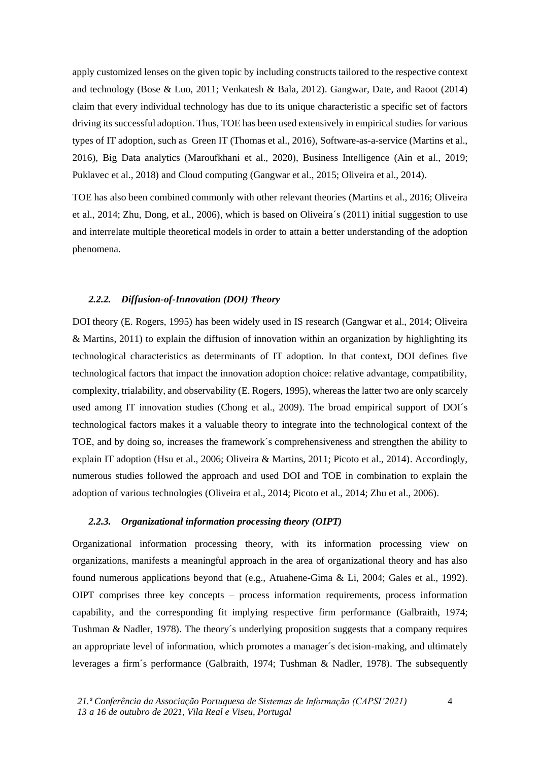apply customized lenses on the given topic by including constructs tailored to the respective context and technology (Bose & Luo, 2011; Venkatesh & Bala, 2012). Gangwar, Date, and Raoot (2014) claim that every individual technology has due to its unique characteristic a specific set of factors driving its successful adoption. Thus, TOE has been used extensively in empirical studies for various types of IT adoption, such as Green IT (Thomas et al., 2016), Software-as-a-service (Martins et al., 2016), Big Data analytics (Maroufkhani et al., 2020), Business Intelligence (Ain et al., 2019; Puklavec et al., 2018) and Cloud computing (Gangwar et al., 2015; Oliveira et al., 2014).

TOE has also been combined commonly with other relevant theories (Martins et al., 2016; Oliveira et al., 2014; Zhu, Dong, et al., 2006), which is based on Oliveira´s (2011) initial suggestion to use and interrelate multiple theoretical models in order to attain a better understanding of the adoption phenomena.

### *2.2.2. Diffusion-of-Innovation (DOI) Theory*

DOI theory (E. Rogers, 1995) has been widely used in IS research (Gangwar et al., 2014; Oliveira & Martins, 2011) to explain the diffusion of innovation within an organization by highlighting its technological characteristics as determinants of IT adoption. In that context, DOI defines five technological factors that impact the innovation adoption choice: relative advantage, compatibility, complexity, trialability, and observability (E. Rogers, 1995), whereas the latter two are only scarcely used among IT innovation studies (Chong et al., 2009). The broad empirical support of DOI´s technological factors makes it a valuable theory to integrate into the technological context of the TOE, and by doing so, increases the framework´s comprehensiveness and strengthen the ability to explain IT adoption (Hsu et al., 2006; Oliveira & Martins, 2011; Picoto et al., 2014). Accordingly, numerous studies followed the approach and used DOI and TOE in combination to explain the adoption of various technologies (Oliveira et al., 2014; Picoto et al., 2014; Zhu et al., 2006).

### *2.2.3. Organizational information processing theory (OIPT)*

Organizational information processing theory, with its information processing view on organizations, manifests a meaningful approach in the area of organizational theory and has also found numerous applications beyond that (e.g., Atuahene-Gima & Li, 2004; Gales et al., 1992). OIPT comprises three key concepts – process information requirements, process information capability, and the corresponding fit implying respective firm performance (Galbraith, 1974; Tushman & Nadler, 1978). The theory´s underlying proposition suggests that a company requires an appropriate level of information, which promotes a manager´s decision-making, and ultimately leverages a firm´s performance (Galbraith, 1974; Tushman & Nadler, 1978). The subsequently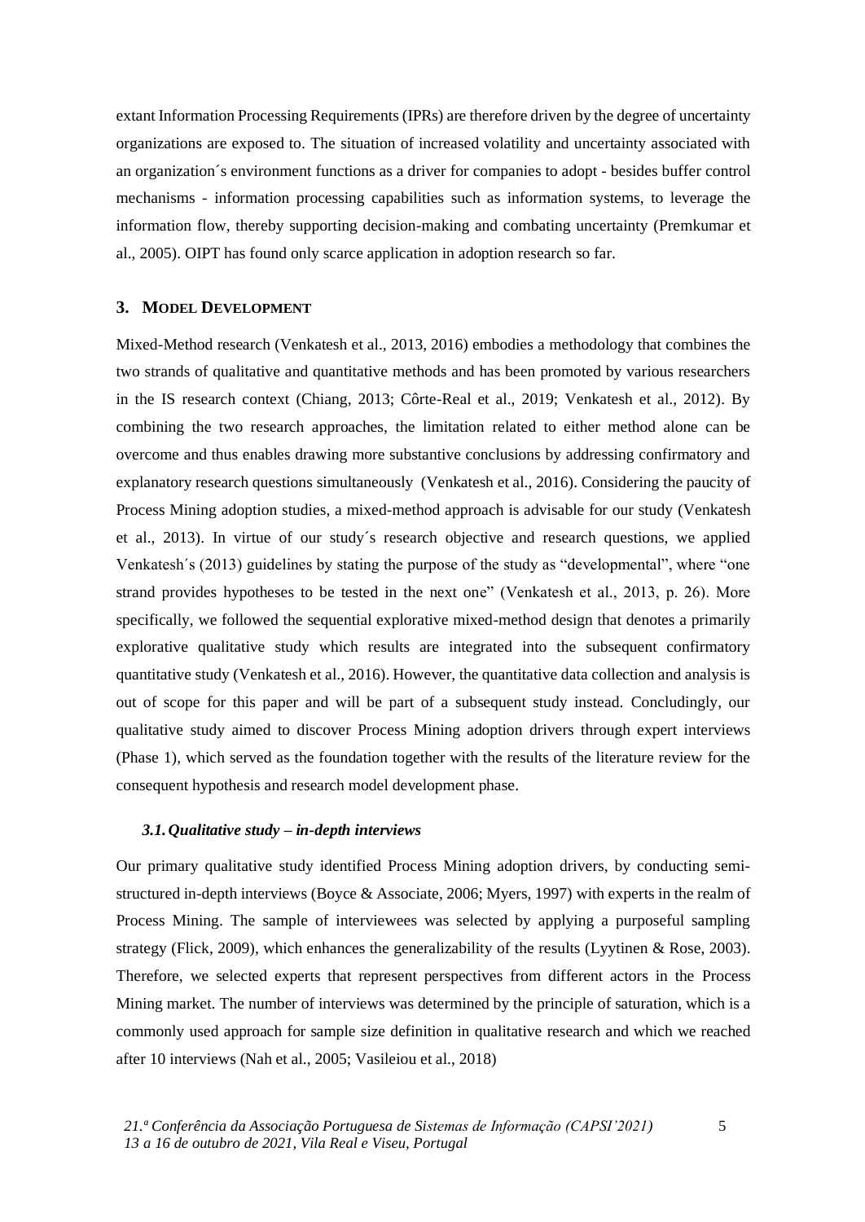extant Information Processing Requirements (IPRs) are therefore driven by the degree of uncertainty organizations are exposed to. The situation of increased volatility and uncertainty associated with an organization´s environment functions as a driver for companies to adopt - besides buffer control mechanisms - information processing capabilities such as information systems, to leverage the information flow, thereby supporting decision-making and combating uncertainty (Premkumar et al., 2005). OIPT has found only scarce application in adoption research so far.

## 3. MODEL DEVELOPMENT

Mixed-Method research (Venkatesh et al., 2013, 2016) embodies a methodology that combines the two strands of qualitative and quantitative methods and has been promoted by various researchers in the IS research context (Chiang, 2013; Côrte-Real et al., 2019; Venkatesh et al., 2012). By combining the two research approaches, the limitation related to either method alone can be overcome and thus enables drawing more substantive conclusions by addressing confirmatory and explanatory research questions simultaneously (Venkatesh et al., 2016). Considering the paucity of Process Mining adoption studies, a mixed-method approach is advisable for our study (Venkatesh et al., 2013). In virtue of our study´s research objective and research questions, we applied Venkatesh´s (2013) guidelines by stating the purpose of the study as "developmental", where "one strand provides hypotheses to be tested in the next one" (Venkatesh et al., 2013, p. 26). More specifically, we followed the sequential explorative mixed-method design that denotes a primarily explorative qualitative study which results are integrated into the subsequent confirmatory quantitative study (Venkatesh et al., 2016). However, the quantitative data collection and analysis is out of scope for this paper and will be part of a subsequent study instead. Concludingly, our qualitative study aimed to discover Process Mining adoption drivers through expert interviews (Phase 1), which served as the foundation together with the results of the literature review for the consequent hypothesis and research model development phase.

### *3.1. Qualitative study – in-depth interviews*

Our primary qualitative study identified Process Mining adoption drivers, by conducting semi-structured in-depth interviews (Boyce & Associate, 2006; Myers, 1997) with experts in the realm of Process Mining. The sample of interviewees was selected by applying a purposeful sampling strategy (Flick, 2009), which enhances the generalizability of the results (Lyytinen & Rose, 2003). Therefore, we selected experts that represent perspectives from different actors in the Process Mining market. The number of interviews was determined by the principle of saturation, which is a commonly used approach for sample size definition in qualitative research and which we reached after 10 interviews (Nah et al., 2005; Vasileiou et al., 2018)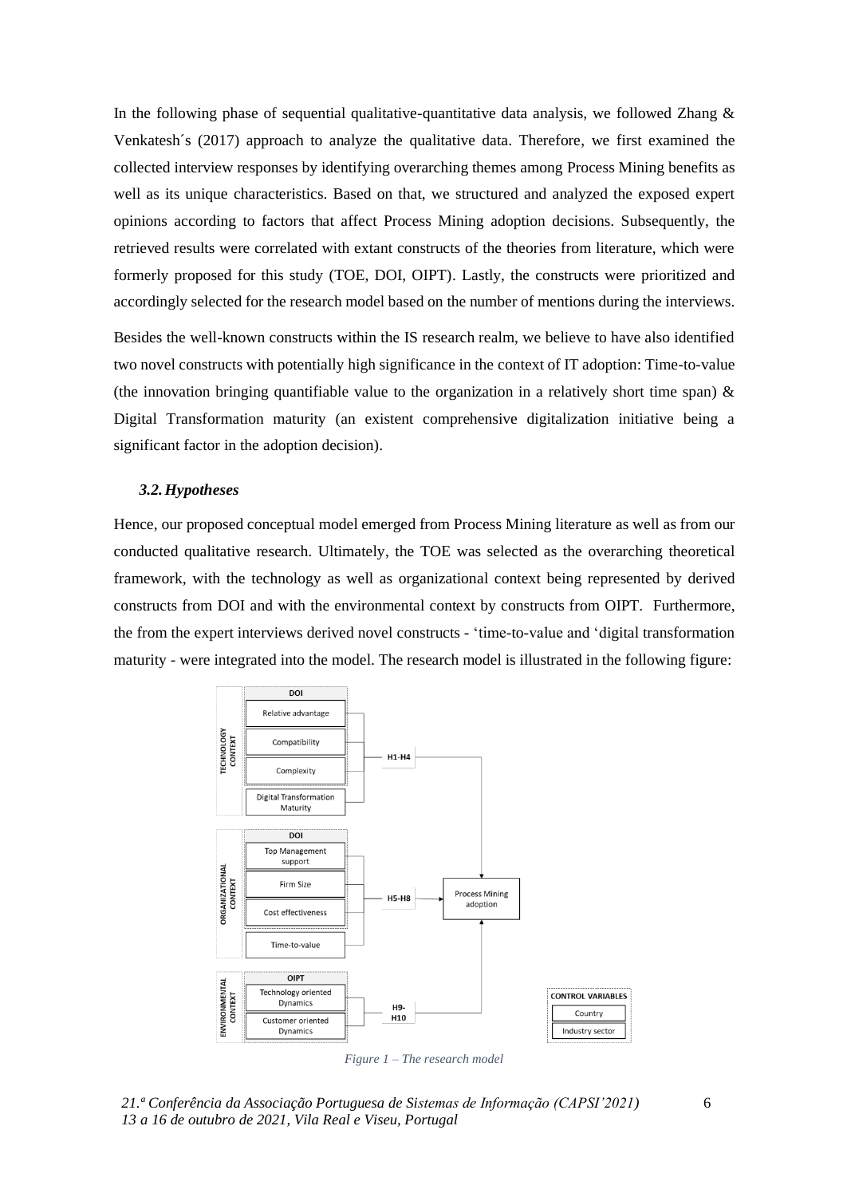In the following phase of sequential qualitative-quantitative data analysis, we followed Zhang & Venkatesh´s (2017) approach to analyze the qualitative data. Therefore, we first examined the collected interview responses by identifying overarching themes among Process Mining benefits as well as its unique characteristics. Based on that, we structured and analyzed the exposed expert opinions according to factors that affect Process Mining adoption decisions. Subsequently, the retrieved results were correlated with extant constructs of the theories from literature, which were formerly proposed for this study (TOE, DOI, OIPT). Lastly, the constructs were prioritized and accordingly selected for the research model based on the number of mentions during the interviews.

Besides the well-known constructs within the IS research realm, we believe to have also identified two novel constructs with potentially high significance in the context of IT adoption: Time-to-value (the innovation bringing quantifiable value to the organization in a relatively short time span) & Digital Transformation maturity (an existent comprehensive digitalization initiative being a significant factor in the adoption decision).

### *3.2. Hypotheses*

Hence, our proposed conceptual model emerged from Process Mining literature as well as from our conducted qualitative research. Ultimately, the TOE was selected as the overarching theoretical framework, with the technology as well as organizational context being represented by derived constructs from DOI and with the environmental context by constructs from OIPT. Furthermore, the from the expert interviews derived novel constructs - 'time-to-value and 'digital transformation maturity - were integrated into the model. The research model is illustrated in the following figure:

TECHNOLOGY CONTEXT — DOI: Relative advantage; Compatibility; Complexity; Digital Transformation Maturity → H1-H4 → Process Mining adoption

ORGANIZATIONAL CONTEXT — DOI: Top Management support; Firm Size; Cost effectiveness; Time-to-value → H5-H8 → Process Mining adoption

ENVIRONMENTAL CONTEXT — OIPT: Technology oriented Dynamics; Customer oriented Dynamics → H9-H10 → Process Mining adoption

CONTROL VARIABLES: Country; Industry sector

*Figure 1 – The research model*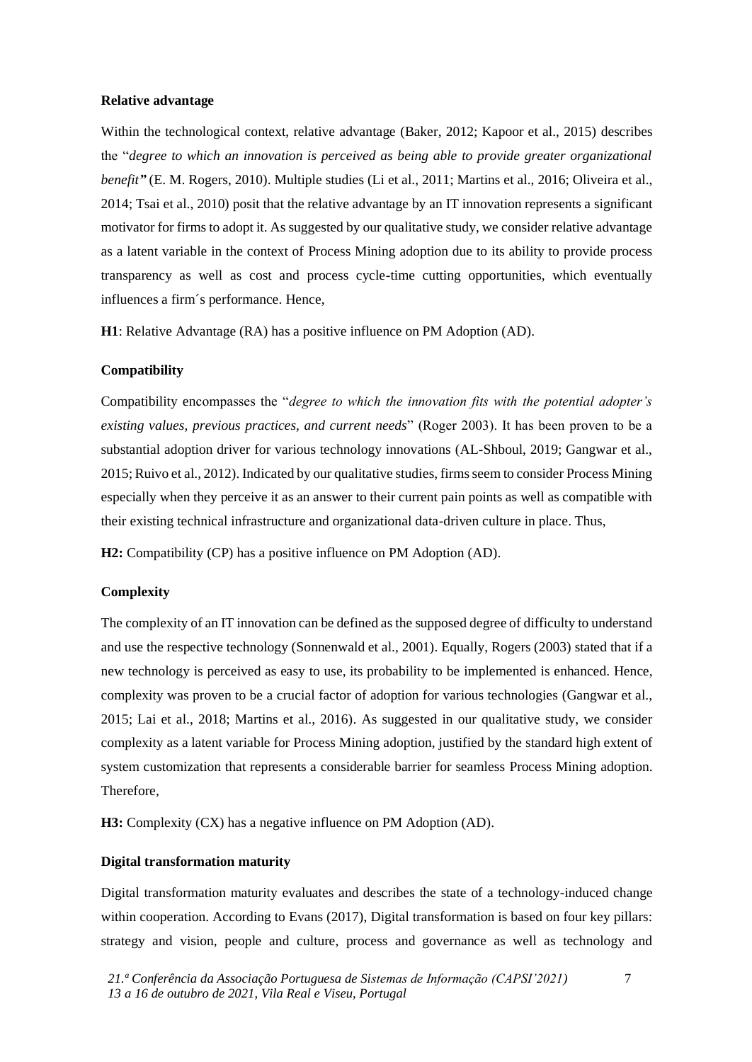### Relative advantage

Within the technological context, relative advantage (Baker, 2012; Kapoor et al., 2015) describes the "*degree to which an innovation is perceived as being able to provide greater organizational benefit*" (E. M. Rogers, 2010). Multiple studies (Li et al., 2011; Martins et al., 2016; Oliveira et al., 2014; Tsai et al., 2010) posit that the relative advantage by an IT innovation represents a significant motivator for firms to adopt it. As suggested by our qualitative study, we consider relative advantage as a latent variable in the context of Process Mining adoption due to its ability to provide process transparency as well as cost and process cycle-time cutting opportunities, which eventually influences a firm´s performance. Hence,

**H1**: Relative Advantage (RA) has a positive influence on PM Adoption (AD).

### Compatibility

Compatibility encompasses the "*degree to which the innovation fits with the potential adopter's existing values, previous practices, and current needs*" (Roger 2003). It has been proven to be a substantial adoption driver for various technology innovations (AL-Shboul, 2019; Gangwar et al., 2015; Ruivo et al., 2012). Indicated by our qualitative studies, firms seem to consider Process Mining especially when they perceive it as an answer to their current pain points as well as compatible with their existing technical infrastructure and organizational data-driven culture in place. Thus,

**H2:** Compatibility (CP) has a positive influence on PM Adoption (AD).

### Complexity

The complexity of an IT innovation can be defined as the supposed degree of difficulty to understand and use the respective technology (Sonnenwald et al., 2001). Equally, Rogers (2003) stated that if a new technology is perceived as easy to use, its probability to be implemented is enhanced. Hence, complexity was proven to be a crucial factor of adoption for various technologies (Gangwar et al., 2015; Lai et al., 2018; Martins et al., 2016). As suggested in our qualitative study, we consider complexity as a latent variable for Process Mining adoption, justified by the standard high extent of system customization that represents a considerable barrier for seamless Process Mining adoption. Therefore,

**H3:** Complexity (CX) has a negative influence on PM Adoption (AD).

### Digital transformation maturity

Digital transformation maturity evaluates and describes the state of a technology-induced change within cooperation. According to Evans (2017), Digital transformation is based on four key pillars: strategy and vision, people and culture, process and governance as well as technology and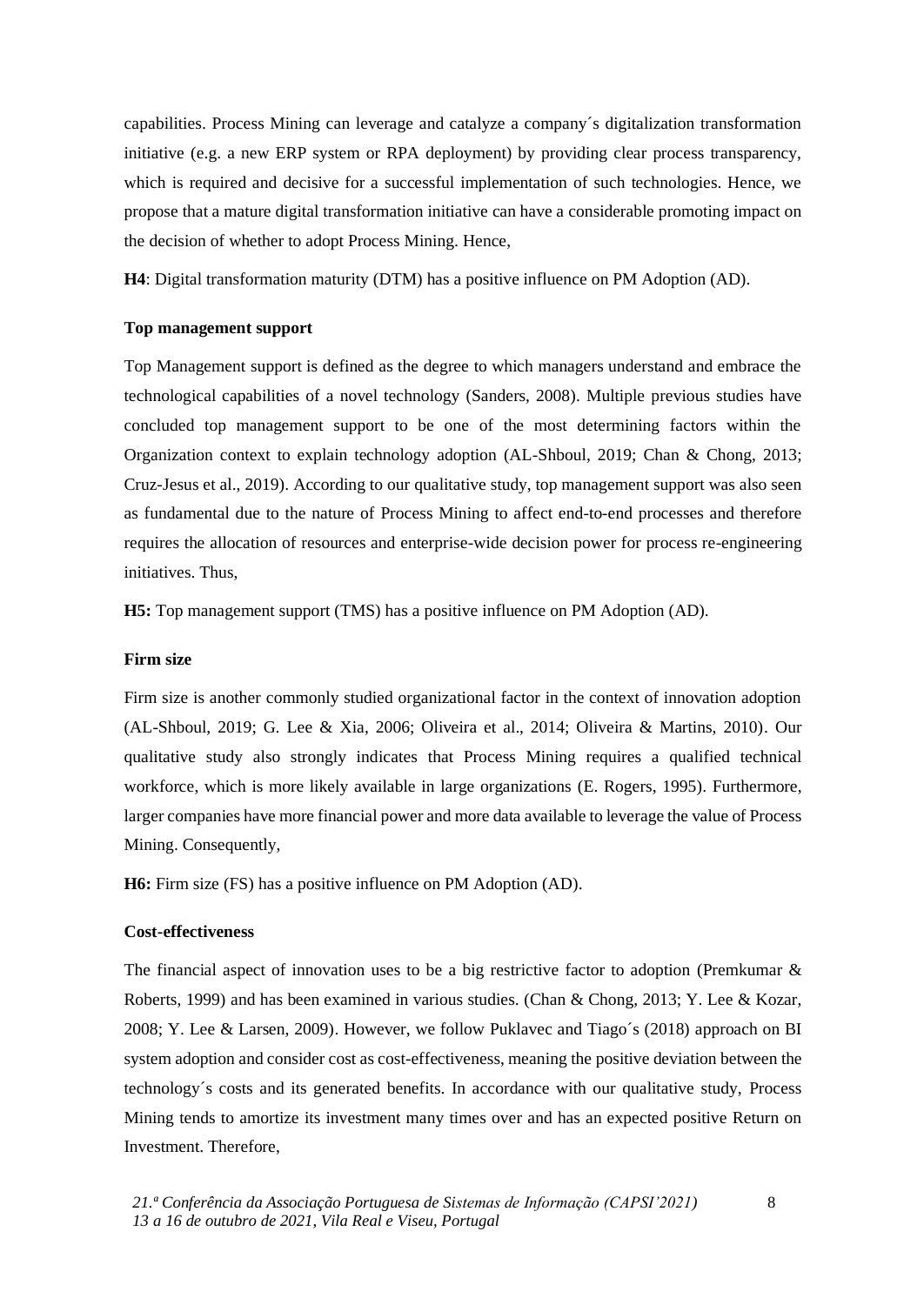capabilities. Process Mining can leverage and catalyze a company´s digitalization transformation initiative (e.g. a new ERP system or RPA deployment) by providing clear process transparency, which is required and decisive for a successful implementation of such technologies. Hence, we propose that a mature digital transformation initiative can have a considerable promoting impact on the decision of whether to adopt Process Mining. Hence,

**H4**: Digital transformation maturity (DTM) has a positive influence on PM Adoption (AD).

### Top management support

Top Management support is defined as the degree to which managers understand and embrace the technological capabilities of a novel technology (Sanders, 2008). Multiple previous studies have concluded top management support to be one of the most determining factors within the Organization context to explain technology adoption (AL-Shboul, 2019; Chan & Chong, 2013; Cruz-Jesus et al., 2019). According to our qualitative study, top management support was also seen as fundamental due to the nature of Process Mining to affect end-to-end processes and therefore requires the allocation of resources and enterprise-wide decision power for process re-engineering initiatives. Thus,

**H5:** Top management support (TMS) has a positive influence on PM Adoption (AD).

### Firm size

Firm size is another commonly studied organizational factor in the context of innovation adoption (AL-Shboul, 2019; G. Lee & Xia, 2006; Oliveira et al., 2014; Oliveira & Martins, 2010). Our qualitative study also strongly indicates that Process Mining requires a qualified technical workforce, which is more likely available in large organizations (E. Rogers, 1995). Furthermore, larger companies have more financial power and more data available to leverage the value of Process Mining. Consequently,

**H6:** Firm size (FS) has a positive influence on PM Adoption (AD).

### Cost-effectiveness

The financial aspect of innovation uses to be a big restrictive factor to adoption (Premkumar & Roberts, 1999) and has been examined in various studies. (Chan & Chong, 2013; Y. Lee & Kozar, 2008; Y. Lee & Larsen, 2009). However, we follow Puklavec and Tiago´s (2018) approach on BI system adoption and consider cost as cost-effectiveness, meaning the positive deviation between the technology´s costs and its generated benefits. In accordance with our qualitative study, Process Mining tends to amortize its investment many times over and has an expected positive Return on Investment. Therefore,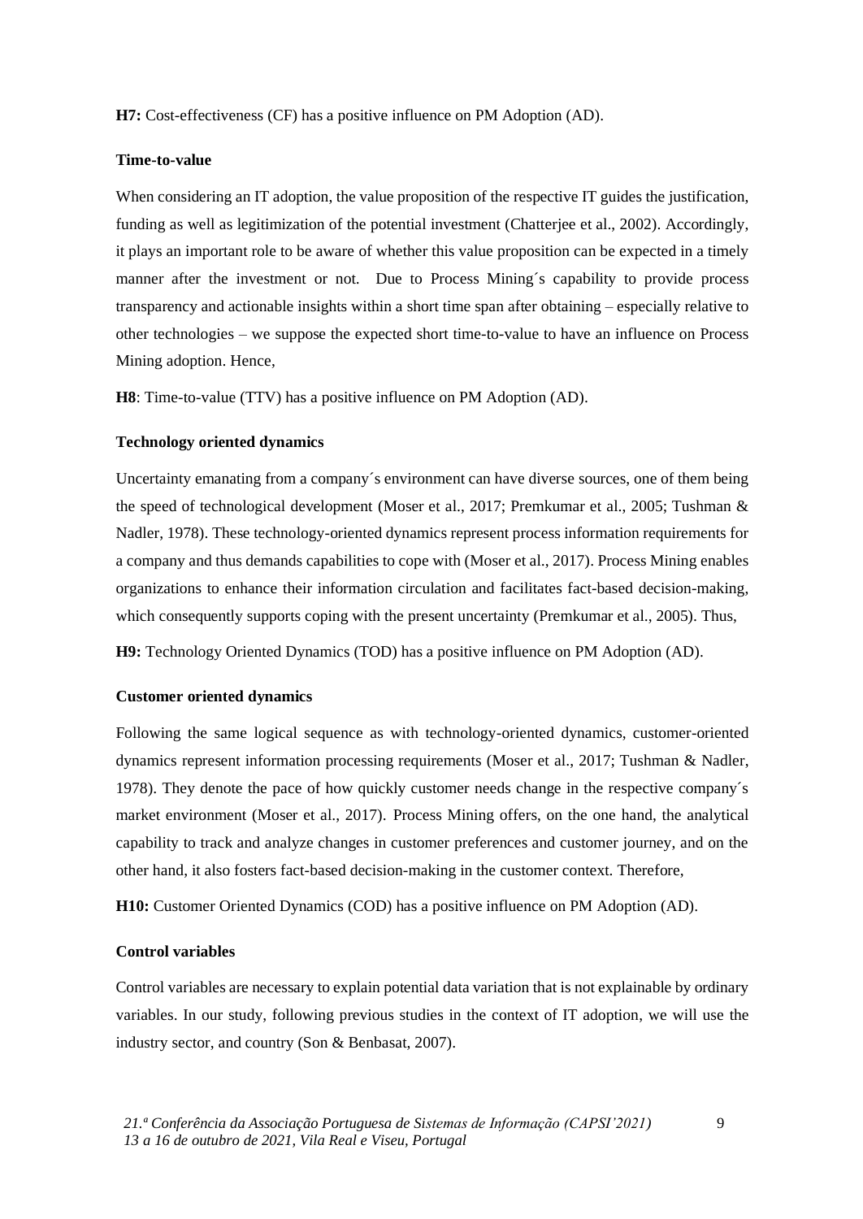**H7:** Cost-effectiveness (CF) has a positive influence on PM Adoption (AD).

#### Time-to-value

When considering an IT adoption, the value proposition of the respective IT guides the justification, funding as well as legitimization of the potential investment (Chatterjee et al., 2002). Accordingly, it plays an important role to be aware of whether this value proposition can be expected in a timely manner after the investment or not. Due to Process Mining´s capability to provide process transparency and actionable insights within a short time span after obtaining – especially relative to other technologies – we suppose the expected short time-to-value to have an influence on Process Mining adoption. Hence,

**H8**: Time-to-value (TTV) has a positive influence on PM Adoption (AD).

#### Technology oriented dynamics

Uncertainty emanating from a company´s environment can have diverse sources, one of them being the speed of technological development (Moser et al., 2017; Premkumar et al., 2005; Tushman & Nadler, 1978). These technology-oriented dynamics represent process information requirements for a company and thus demands capabilities to cope with (Moser et al., 2017). Process Mining enables organizations to enhance their information circulation and facilitates fact-based decision-making, which consequently supports coping with the present uncertainty (Premkumar et al., 2005). Thus,

**H9:** Technology Oriented Dynamics (TOD) has a positive influence on PM Adoption (AD).

#### Customer oriented dynamics

Following the same logical sequence as with technology-oriented dynamics, customer-oriented dynamics represent information processing requirements (Moser et al., 2017; Tushman & Nadler, 1978). They denote the pace of how quickly customer needs change in the respective company´s market environment (Moser et al., 2017). Process Mining offers, on the one hand, the analytical capability to track and analyze changes in customer preferences and customer journey, and on the other hand, it also fosters fact-based decision-making in the customer context. Therefore,

**H10:** Customer Oriented Dynamics (COD) has a positive influence on PM Adoption (AD).

#### Control variables

Control variables are necessary to explain potential data variation that is not explainable by ordinary variables. In our study, following previous studies in the context of IT adoption, we will use the industry sector, and country (Son & Benbasat, 2007).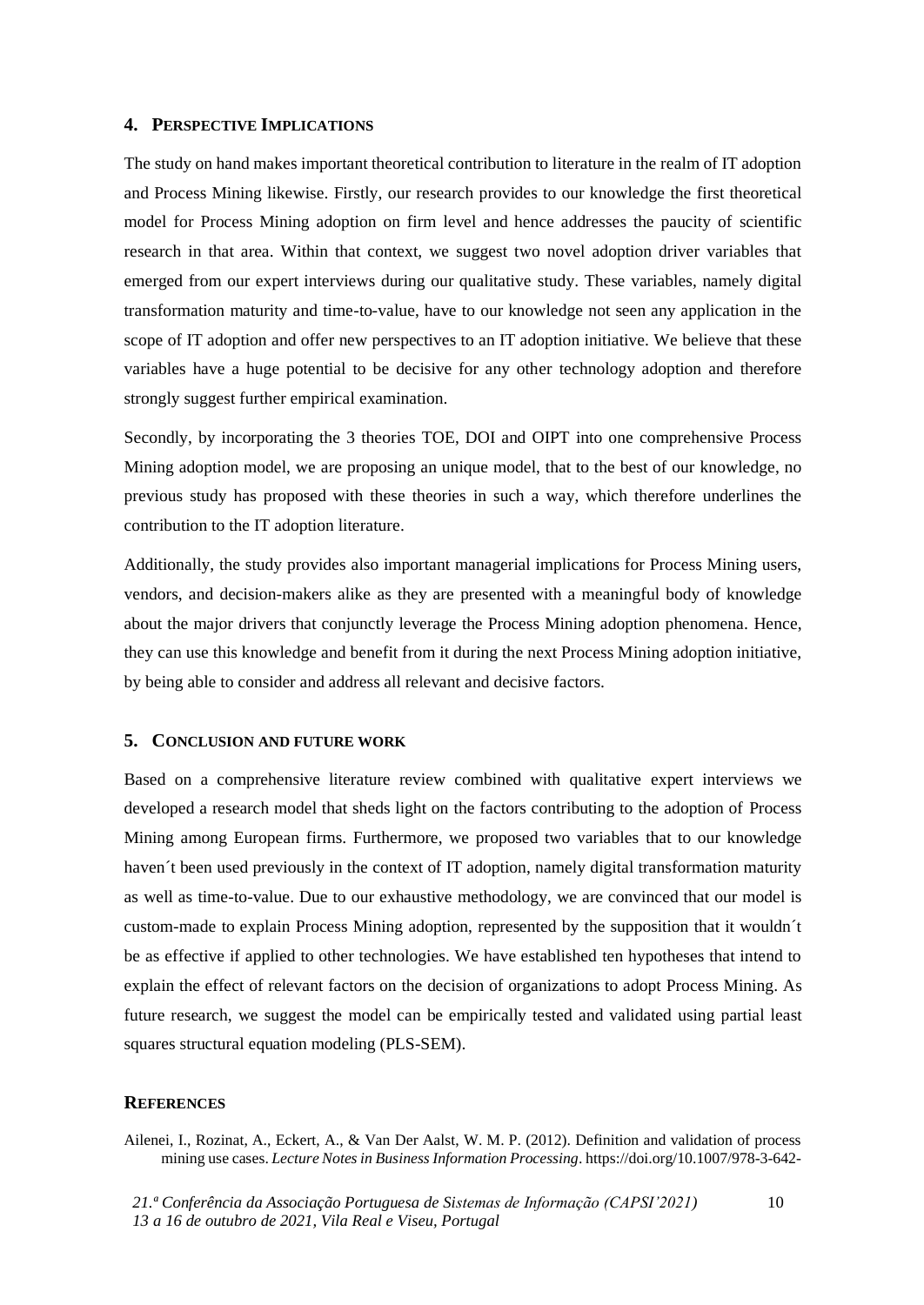## 4. Perspective Implications

The study on hand makes important theoretical contribution to literature in the realm of IT adoption and Process Mining likewise. Firstly, our research provides to our knowledge the first theoretical model for Process Mining adoption on firm level and hence addresses the paucity of scientific research in that area. Within that context, we suggest two novel adoption driver variables that emerged from our expert interviews during our qualitative study. These variables, namely digital transformation maturity and time-to-value, have to our knowledge not seen any application in the scope of IT adoption and offer new perspectives to an IT adoption initiative. We believe that these variables have a huge potential to be decisive for any other technology adoption and therefore strongly suggest further empirical examination.

Secondly, by incorporating the 3 theories TOE, DOI and OIPT into one comprehensive Process Mining adoption model, we are proposing an unique model, that to the best of our knowledge, no previous study has proposed with these theories in such a way, which therefore underlines the contribution to the IT adoption literature.

Additionally, the study provides also important managerial implications for Process Mining users, vendors, and decision-makers alike as they are presented with a meaningful body of knowledge about the major drivers that conjunctly leverage the Process Mining adoption phenomena. Hence, they can use this knowledge and benefit from it during the next Process Mining adoption initiative, by being able to consider and address all relevant and decisive factors.

## 5. Conclusion and Future Work

Based on a comprehensive literature review combined with qualitative expert interviews we developed a research model that sheds light on the factors contributing to the adoption of Process Mining among European firms. Furthermore, we proposed two variables that to our knowledge haven´t been used previously in the context of IT adoption, namely digital transformation maturity as well as time-to-value. Due to our exhaustive methodology, we are convinced that our model is custom-made to explain Process Mining adoption, represented by the supposition that it wouldn´t be as effective if applied to other technologies. We have established ten hypotheses that intend to explain the effect of relevant factors on the decision of organizations to adopt Process Mining. As future research, we suggest the model can be empirically tested and validated using partial least squares structural equation modeling (PLS-SEM).

## References

Ailenei, I., Rozinat, A., Eckert, A., & Van Der Aalst, W. M. P. (2012). Definition and validation of process mining use cases. *Lecture Notes in Business Information Processing*. https://doi.org/10.1007/978-3-642-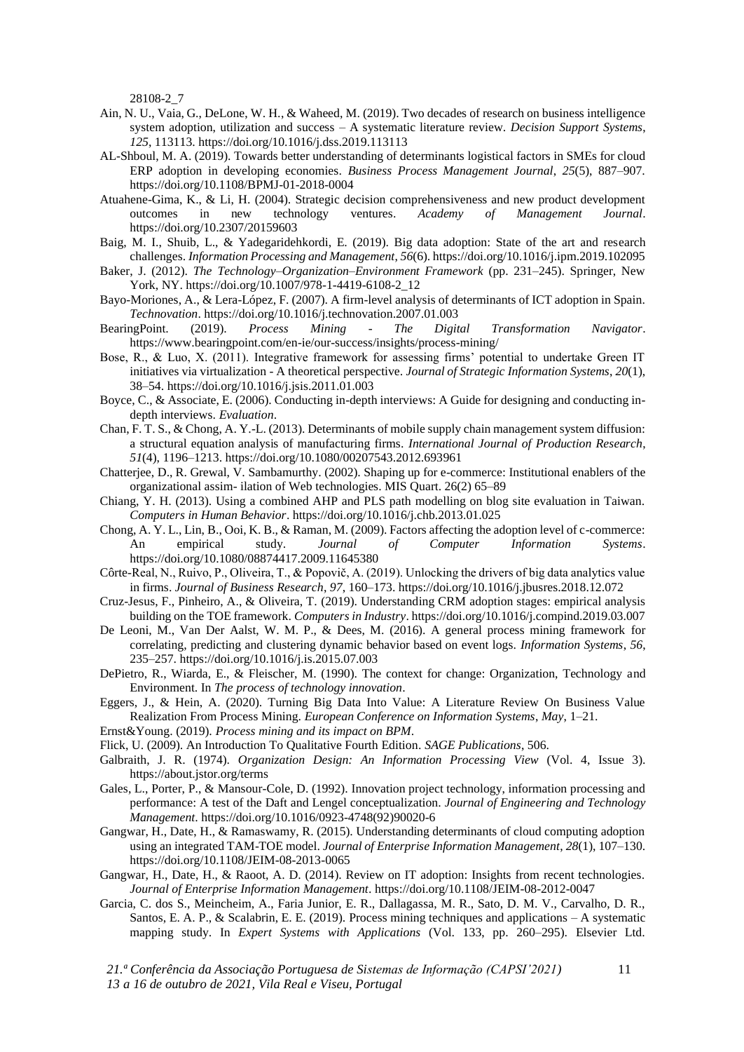28108-2_7

Ain, N. U., Vaia, G., DeLone, W. H., & Waheed, M. (2019). Two decades of research on business intelligence system adoption, utilization and success – A systematic literature review. *Decision Support Systems*, *125*, 113113. https://doi.org/10.1016/j.dss.2019.113113

AL-Shboul, M. A. (2019). Towards better understanding of determinants logistical factors in SMEs for cloud ERP adoption in developing economies. *Business Process Management Journal*, *25*(5), 887–907. https://doi.org/10.1108/BPMJ-01-2018-0004

Atuahene-Gima, K., & Li, H. (2004). Strategic decision comprehensiveness and new product development outcomes in new technology ventures. *Academy of Management Journal*. https://doi.org/10.2307/20159603

Baig, M. I., Shuib, L., & Yadegaridehkordi, E. (2019). Big data adoption: State of the art and research challenges. *Information Processing and Management*, *56*(6). https://doi.org/10.1016/j.ipm.2019.102095

Baker, J. (2012). *The Technology–Organization–Environment Framework* (pp. 231–245). Springer, New York, NY. https://doi.org/10.1007/978-1-4419-6108-2_12

Bayo-Moriones, A., & Lera-López, F. (2007). A firm-level analysis of determinants of ICT adoption in Spain. *Technovation*. https://doi.org/10.1016/j.technovation.2007.01.003

BearingPoint. (2019). *Process Mining - The Digital Transformation Navigator*. https://www.bearingpoint.com/en-ie/our-success/insights/process-mining/

Bose, R., & Luo, X. (2011). Integrative framework for assessing firms' potential to undertake Green IT initiatives via virtualization - A theoretical perspective. *Journal of Strategic Information Systems*, *20*(1), 38–54. https://doi.org/10.1016/j.jsis.2011.01.003

Boyce, C., & Associate, E. (2006). Conducting in-depth interviews: A Guide for designing and conducting in-depth interviews. *Evaluation*.

Chan, F. T. S., & Chong, A. Y.-L. (2013). Determinants of mobile supply chain management system diffusion: a structural equation analysis of manufacturing firms. *International Journal of Production Research*, *51*(4), 1196–1213. https://doi.org/10.1080/00207543.2012.693961

Chatterjee, D., R. Grewal, V. Sambamurthy. (2002). Shaping up for e-commerce: Institutional enablers of the organizational assim- ilation of Web technologies. MIS Quart. 26(2) 65–89

Chiang, Y. H. (2013). Using a combined AHP and PLS path modelling on blog site evaluation in Taiwan. *Computers in Human Behavior*. https://doi.org/10.1016/j.chb.2013.01.025

Chong, A. Y. L., Lin, B., Ooi, K. B., & Raman, M. (2009). Factors affecting the adoption level of c-commerce: An empirical study. *Journal of Computer Information Systems*. https://doi.org/10.1080/08874417.2009.11645380

Côrte-Real, N., Ruivo, P., Oliveira, T., & Popovič, A. (2019). Unlocking the drivers of big data analytics value in firms. *Journal of Business Research*, *97*, 160–173. https://doi.org/10.1016/j.jbusres.2018.12.072

Cruz-Jesus, F., Pinheiro, A., & Oliveira, T. (2019). Understanding CRM adoption stages: empirical analysis building on the TOE framework. *Computers in Industry*. https://doi.org/10.1016/j.compind.2019.03.007

De Leoni, M., Van Der Aalst, W. M. P., & Dees, M. (2016). A general process mining framework for correlating, predicting and clustering dynamic behavior based on event logs. *Information Systems*, *56*, 235–257. https://doi.org/10.1016/j.is.2015.07.003

DePietro, R., Wiarda, E., & Fleischer, M. (1990). The context for change: Organization, Technology and Environment. In *The process of technology innovation*.

Eggers, J., & Hein, A. (2020). Turning Big Data Into Value: A Literature Review On Business Value Realization From Process Mining. *European Conference on Information Systems*, *May*, 1–21.

Ernst&Young. (2019). *Process mining and its impact on BPM*.

Flick, U. (2009). An Introduction To Qualitative Fourth Edition. *SAGE Publications*, 506.

Galbraith, J. R. (1974). *Organization Design: An Information Processing View* (Vol. 4, Issue 3). https://about.jstor.org/terms

Gales, L., Porter, P., & Mansour-Cole, D. (1992). Innovation project technology, information processing and performance: A test of the Daft and Lengel conceptualization. *Journal of Engineering and Technology Management*. https://doi.org/10.1016/0923-4748(92)90020-6

Gangwar, H., Date, H., & Ramaswamy, R. (2015). Understanding determinants of cloud computing adoption using an integrated TAM-TOE model. *Journal of Enterprise Information Management*, *28*(1), 107–130. https://doi.org/10.1108/JEIM-08-2013-0065

Gangwar, H., Date, H., & Raoot, A. D. (2014). Review on IT adoption: Insights from recent technologies. *Journal of Enterprise Information Management*. https://doi.org/10.1108/JEIM-08-2012-0047

Garcia, C. dos S., Meincheim, A., Faria Junior, E. R., Dallagassa, M. R., Sato, D. M. V., Carvalho, D. R., Santos, E. A. P., & Scalabrin, E. E. (2019). Process mining techniques and applications – A systematic mapping study. In *Expert Systems with Applications* (Vol. 133, pp. 260–295). Elsevier Ltd.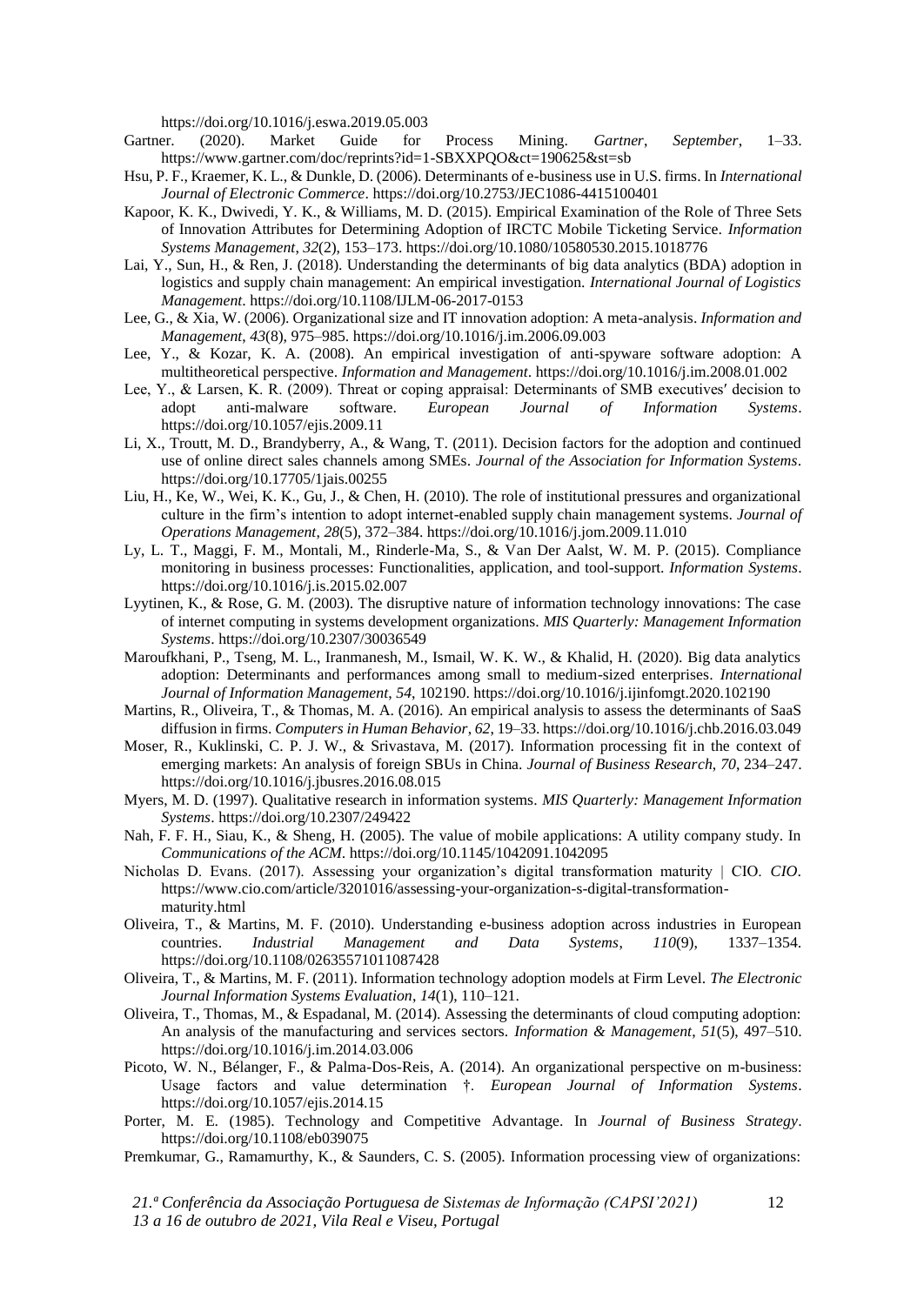https://doi.org/10.1016/j.eswa.2019.05.003

Gartner. (2020). Market Guide for Process Mining. *Gartner*, *September*, 1–33. https://www.gartner.com/doc/reprints?id=1-SBXXPQO&ct=190625&st=sb

Hsu, P. F., Kraemer, K. L., & Dunkle, D. (2006). Determinants of e-business use in U.S. firms. In *International Journal of Electronic Commerce*. https://doi.org/10.2753/JEC1086-4415100401

Kapoor, K. K., Dwivedi, Y. K., & Williams, M. D. (2015). Empirical Examination of the Role of Three Sets of Innovation Attributes for Determining Adoption of IRCTC Mobile Ticketing Service. *Information Systems Management*, *32*(2), 153–173. https://doi.org/10.1080/10580530.2015.1018776

Lai, Y., Sun, H., & Ren, J. (2018). Understanding the determinants of big data analytics (BDA) adoption in logistics and supply chain management: An empirical investigation. *International Journal of Logistics Management*. https://doi.org/10.1108/IJLM-06-2017-0153

Lee, G., & Xia, W. (2006). Organizational size and IT innovation adoption: A meta-analysis. *Information and Management*, *43*(8), 975–985. https://doi.org/10.1016/j.im.2006.09.003

Lee, Y., & Kozar, K. A. (2008). An empirical investigation of anti-spyware software adoption: A multitheoretical perspective. *Information and Management*. https://doi.org/10.1016/j.im.2008.01.002

Lee, Y., & Larsen, K. R. (2009). Threat or coping appraisal: Determinants of SMB executives′ decision to adopt anti-malware software. *European Journal of Information Systems*. https://doi.org/10.1057/ejis.2009.11

Li, X., Troutt, M. D., Brandyberry, A., & Wang, T. (2011). Decision factors for the adoption and continued use of online direct sales channels among SMEs. *Journal of the Association for Information Systems*. https://doi.org/10.17705/1jais.00255

Liu, H., Ke, W., Wei, K. K., Gu, J., & Chen, H. (2010). The role of institutional pressures and organizational culture in the firm's intention to adopt internet-enabled supply chain management systems. *Journal of Operations Management*, *28*(5), 372–384. https://doi.org/10.1016/j.jom.2009.11.010

Ly, L. T., Maggi, F. M., Montali, M., Rinderle-Ma, S., & Van Der Aalst, W. M. P. (2015). Compliance monitoring in business processes: Functionalities, application, and tool-support. *Information Systems*. https://doi.org/10.1016/j.is.2015.02.007

Lyytinen, K., & Rose, G. M. (2003). The disruptive nature of information technology innovations: The case of internet computing in systems development organizations. *MIS Quarterly: Management Information Systems*. https://doi.org/10.2307/30036549

Maroufkhani, P., Tseng, M. L., Iranmanesh, M., Ismail, W. K. W., & Khalid, H. (2020). Big data analytics adoption: Determinants and performances among small to medium-sized enterprises. *International Journal of Information Management*, *54*, 102190. https://doi.org/10.1016/j.ijinfomgt.2020.102190

Martins, R., Oliveira, T., & Thomas, M. A. (2016). An empirical analysis to assess the determinants of SaaS diffusion in firms. *Computers in Human Behavior*, *62*, 19–33. https://doi.org/10.1016/j.chb.2016.03.049

Moser, R., Kuklinski, C. P. J. W., & Srivastava, M. (2017). Information processing fit in the context of emerging markets: An analysis of foreign SBUs in China. *Journal of Business Research*, *70*, 234–247. https://doi.org/10.1016/j.jbusres.2016.08.015

Myers, M. D. (1997). Qualitative research in information systems. *MIS Quarterly: Management Information Systems*. https://doi.org/10.2307/249422

Nah, F. F. H., Siau, K., & Sheng, H. (2005). The value of mobile applications: A utility company study. In *Communications of the ACM*. https://doi.org/10.1145/1042091.1042095

Nicholas D. Evans. (2017). Assessing your organization's digital transformation maturity | CIO. *CIO*. https://www.cio.com/article/3201016/assessing-your-organization-s-digital-transformation-maturity.html

Oliveira, T., & Martins, M. F. (2010). Understanding e-business adoption across industries in European countries. *Industrial Management and Data Systems*, *110*(9), 1337–1354. https://doi.org/10.1108/02635571011087428

Oliveira, T., & Martins, M. F. (2011). Information technology adoption models at Firm Level. *The Electronic Journal Information Systems Evaluation*, *14*(1), 110–121.

Oliveira, T., Thomas, M., & Espadanal, M. (2014). Assessing the determinants of cloud computing adoption: An analysis of the manufacturing and services sectors. *Information & Management*, *51*(5), 497–510. https://doi.org/10.1016/j.im.2014.03.006

Picoto, W. N., Bélanger, F., & Palma-Dos-Reis, A. (2014). An organizational perspective on m-business: Usage factors and value determination †. *European Journal of Information Systems*. https://doi.org/10.1057/ejis.2014.15

Porter, M. E. (1985). Technology and Competitive Advantage. In *Journal of Business Strategy*. https://doi.org/10.1108/eb039075

Premkumar, G., Ramamurthy, K., & Saunders, C. S. (2005). Information processing view of organizations: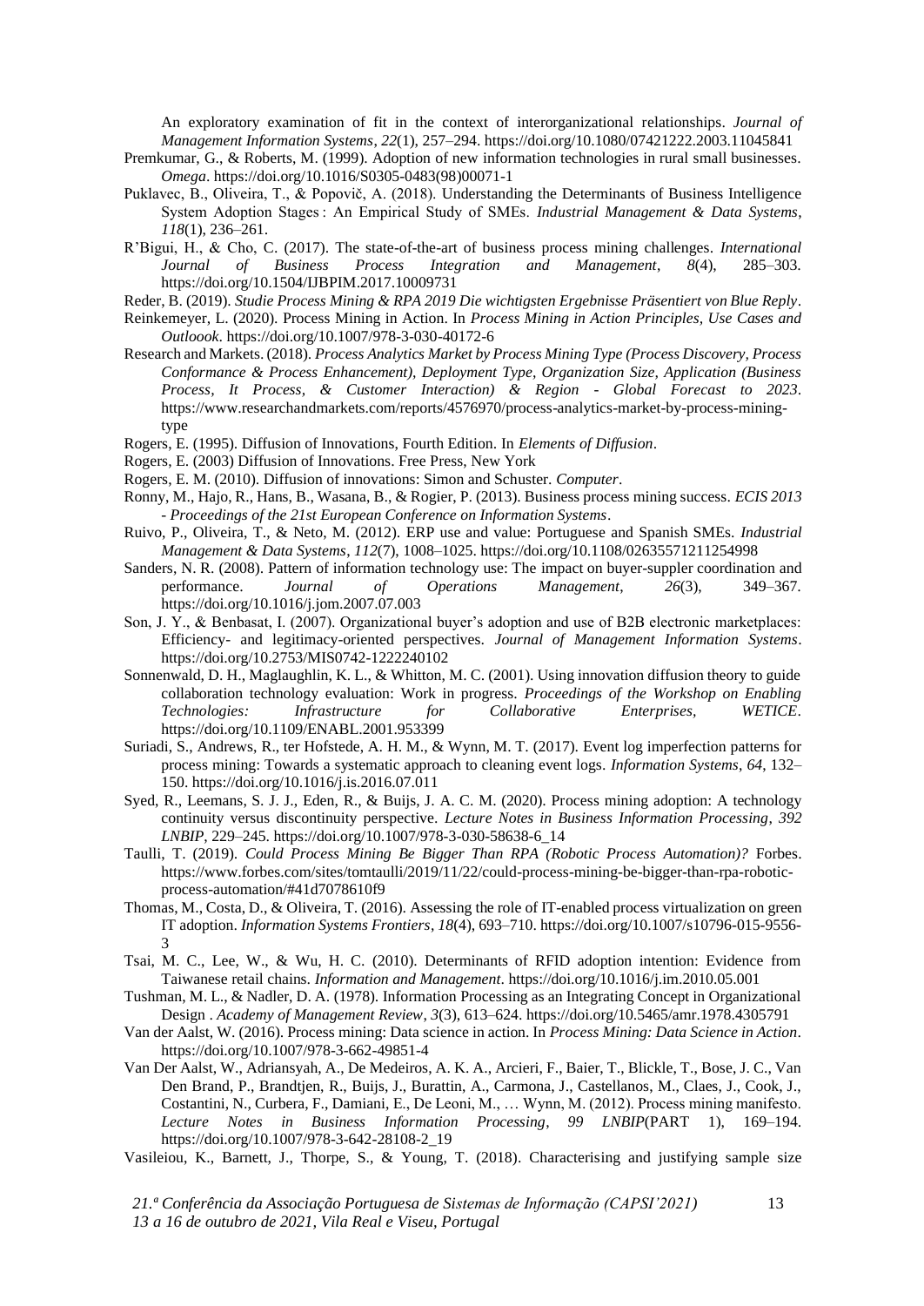An exploratory examination of fit in the context of interorganizational relationships. *Journal of Management Information Systems*, *22*(1), 257–294. https://doi.org/10.1080/07421222.2003.11045841

Premkumar, G., & Roberts, M. (1999). Adoption of new information technologies in rural small businesses. *Omega*. https://doi.org/10.1016/S0305-0483(98)00071-1

Puklavec, B., Oliveira, T., & Popovič, A. (2018). Understanding the Determinants of Business Intelligence System Adoption Stages : An Empirical Study of SMEs. *Industrial Management & Data Systems*, *118*(1), 236–261.

R'Bigui, H., & Cho, C. (2017). The state-of-the-art of business process mining challenges. *International Journal of Business Process Integration and Management*, *8*(4), 285–303. https://doi.org/10.1504/IJBPIM.2017.10009731

Reder, B. (2019). *Studie Process Mining & RPA 2019 Die wichtigsten Ergebnisse Präsentiert von Blue Reply*.

Reinkemeyer, L. (2020). Process Mining in Action. In *Process Mining in Action Principles, Use Cases and Outloook*. https://doi.org/10.1007/978-3-030-40172-6

Research and Markets. (2018). *Process Analytics Market by Process Mining Type (Process Discovery, Process Conformance & Process Enhancement), Deployment Type, Organization Size, Application (Business Process, It Process, & Customer Interaction) & Region - Global Forecast to 2023*. https://www.researchandmarkets.com/reports/4576970/process-analytics-market-by-process-mining-type

Rogers, E. (1995). Diffusion of Innovations, Fourth Edition. In *Elements of Diffusion*.

Rogers, E. (2003) Diffusion of Innovations. Free Press, New York

Rogers, E. M. (2010). Diffusion of innovations: Simon and Schuster. *Computer*.

Ronny, M., Hajo, R., Hans, B., Wasana, B., & Rogier, P. (2013). Business process mining success. *ECIS 2013 - Proceedings of the 21st European Conference on Information Systems*.

Ruivo, P., Oliveira, T., & Neto, M. (2012). ERP use and value: Portuguese and Spanish SMEs. *Industrial Management & Data Systems*, *112*(7), 1008–1025. https://doi.org/10.1108/02635571211254998

Sanders, N. R. (2008). Pattern of information technology use: The impact on buyer-suppler coordination and performance. *Journal of Operations Management*, *26*(3), 349–367. https://doi.org/10.1016/j.jom.2007.07.003

Son, J. Y., & Benbasat, I. (2007). Organizational buyer's adoption and use of B2B electronic marketplaces: Efficiency- and legitimacy-oriented perspectives. *Journal of Management Information Systems*. https://doi.org/10.2753/MIS0742-1222240102

Sonnenwald, D. H., Maglaughlin, K. L., & Whitton, M. C. (2001). Using innovation diffusion theory to guide collaboration technology evaluation: Work in progress. *Proceedings of the Workshop on Enabling Technologies: Infrastructure for Collaborative Enterprises, WETICE*. https://doi.org/10.1109/ENABL.2001.953399

Suriadi, S., Andrews, R., ter Hofstede, A. H. M., & Wynn, M. T. (2017). Event log imperfection patterns for process mining: Towards a systematic approach to cleaning event logs. *Information Systems*, *64*, 132–150. https://doi.org/10.1016/j.is.2016.07.011

Syed, R., Leemans, S. J. J., Eden, R., & Buijs, J. A. C. M. (2020). Process mining adoption: A technology continuity versus discontinuity perspective. *Lecture Notes in Business Information Processing*, *392 LNBIP*, 229–245. https://doi.org/10.1007/978-3-030-58638-6_14

Taulli, T. (2019). *Could Process Mining Be Bigger Than RPA (Robotic Process Automation)?* Forbes. https://www.forbes.com/sites/tomtaulli/2019/11/22/could-process-mining-be-bigger-than-rpa-robotic-process-automation/#41d7078610f9

Thomas, M., Costa, D., & Oliveira, T. (2016). Assessing the role of IT-enabled process virtualization on green IT adoption. *Information Systems Frontiers*, *18*(4), 693–710. https://doi.org/10.1007/s10796-015-9556-3

Tsai, M. C., Lee, W., & Wu, H. C. (2010). Determinants of RFID adoption intention: Evidence from Taiwanese retail chains. *Information and Management*. https://doi.org/10.1016/j.im.2010.05.001

Tushman, M. L., & Nadler, D. A. (1978). Information Processing as an Integrating Concept in Organizational Design . *Academy of Management Review*, *3*(3), 613–624. https://doi.org/10.5465/amr.1978.4305791

Van der Aalst, W. (2016). Process mining: Data science in action. In *Process Mining: Data Science in Action*. https://doi.org/10.1007/978-3-662-49851-4

Van Der Aalst, W., Adriansyah, A., De Medeiros, A. K. A., Arcieri, F., Baier, T., Blickle, T., Bose, J. C., Van Den Brand, P., Brandtjen, R., Buijs, J., Burattin, A., Carmona, J., Castellanos, M., Claes, J., Cook, J., Costantini, N., Curbera, F., Damiani, E., De Leoni, M., … Wynn, M. (2012). Process mining manifesto. *Lecture Notes in Business Information Processing*, *99 LNBIP*(PART 1), 169–194. https://doi.org/10.1007/978-3-642-28108-2_19

Vasileiou, K., Barnett, J., Thorpe, S., & Young, T. (2018). Characterising and justifying sample size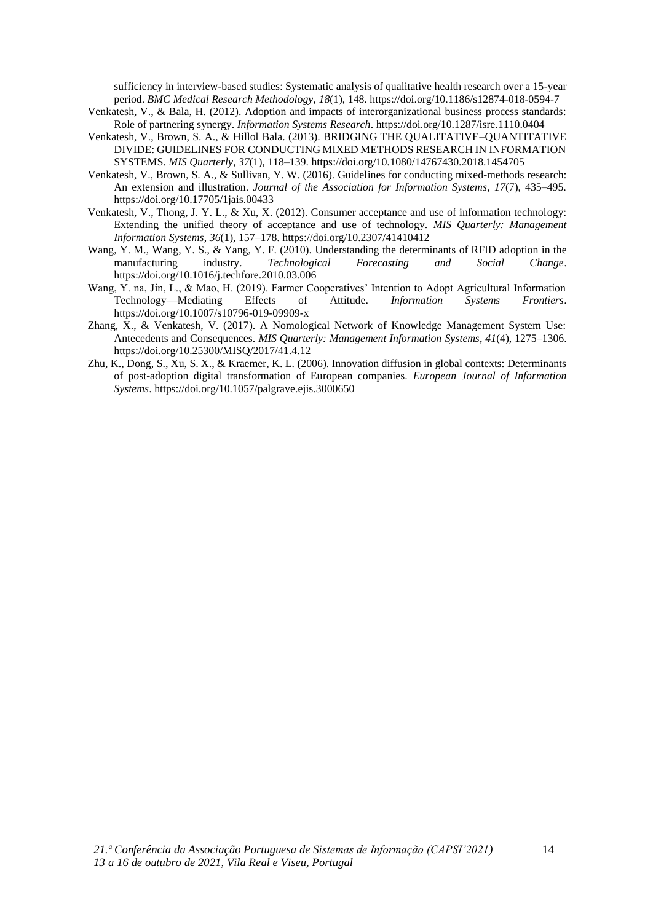sufficiency in interview-based studies: Systematic analysis of qualitative health research over a 15-year period. *BMC Medical Research Methodology*, *18*(1), 148. https://doi.org/10.1186/s12874-018-0594-7

Venkatesh, V., & Bala, H. (2012). Adoption and impacts of interorganizational business process standards: Role of partnering synergy. *Information Systems Research*. https://doi.org/10.1287/isre.1110.0404

Venkatesh, V., Brown, S. A., & Hillol Bala. (2013). BRIDGING THE QUALITATIVE–QUANTITATIVE DIVIDE: GUIDELINES FOR CONDUCTING MIXED METHODS RESEARCH IN INFORMATION SYSTEMS. *MIS Quarterly*, *37*(1), 118–139. https://doi.org/10.1080/14767430.2018.1454705

Venkatesh, V., Brown, S. A., & Sullivan, Y. W. (2016). Guidelines for conducting mixed-methods research: An extension and illustration. *Journal of the Association for Information Systems*, *17*(7), 435–495. https://doi.org/10.17705/1jais.00433

Venkatesh, V., Thong, J. Y. L., & Xu, X. (2012). Consumer acceptance and use of information technology: Extending the unified theory of acceptance and use of technology. *MIS Quarterly: Management Information Systems*, *36*(1), 157–178. https://doi.org/10.2307/41410412

Wang, Y. M., Wang, Y. S., & Yang, Y. F. (2010). Understanding the determinants of RFID adoption in the manufacturing industry. *Technological Forecasting and Social Change*. https://doi.org/10.1016/j.techfore.2010.03.006

Wang, Y. na, Jin, L., & Mao, H. (2019). Farmer Cooperatives' Intention to Adopt Agricultural Information Technology—Mediating Effects of Attitude. *Information Systems Frontiers*. https://doi.org/10.1007/s10796-019-09909-x

Zhang, X., & Venkatesh, V. (2017). A Nomological Network of Knowledge Management System Use: Antecedents and Consequences. *MIS Quarterly: Management Information Systems*, *41*(4), 1275–1306. https://doi.org/10.25300/MISQ/2017/41.4.12

Zhu, K., Dong, S., Xu, S. X., & Kraemer, K. L. (2006). Innovation diffusion in global contexts: Determinants of post-adoption digital transformation of European companies. *European Journal of Information Systems*. https://doi.org/10.1057/palgrave.ejis.3000650